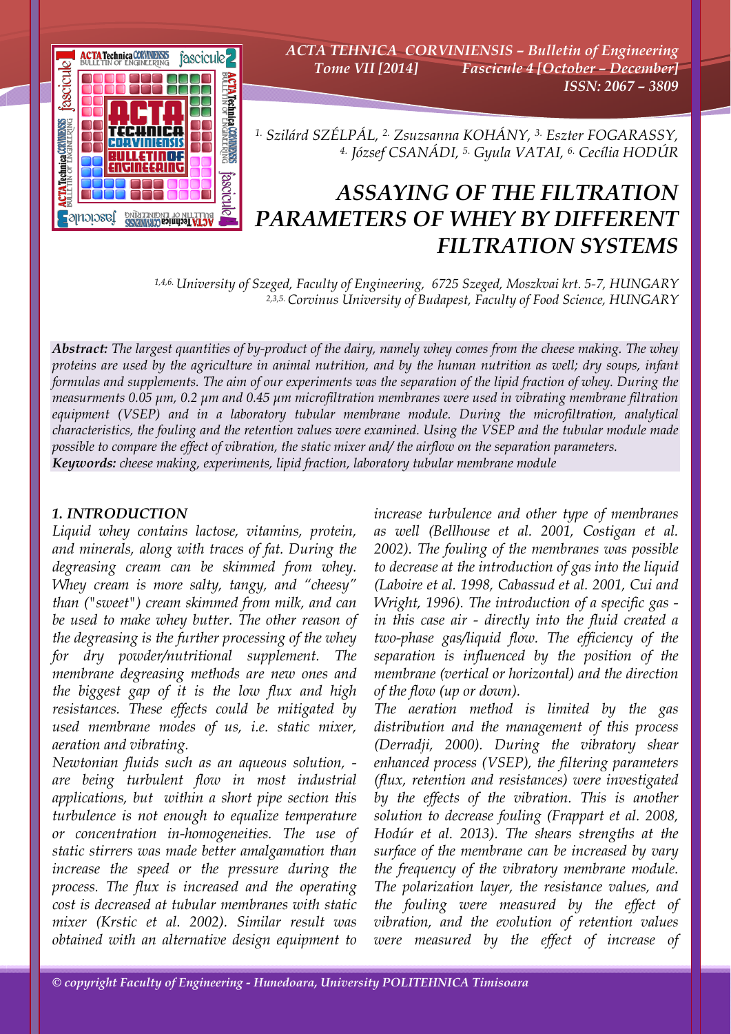[1.] Szilárd SZÉLPÁL, [2.] Zsuzsanna KOHÁNY, [3.] Eszter FOGARASSY, [4.] József CSANÁDI, [5.] Gyula VATAI, [6.] Cecília HODÚR

# ASSAYING OF THE FILTRATION PARAMETERS OF WHEY BY DIFFERENT FILTRATION SYSTEMS

[1,4,6.] University of Szeged, Faculty of Engineering, 6725 Szeged, Moszkvai krt. 5-7, HUNGARY
[2,3,5.] Corvinus University of Budapest, Faculty of Food Science, HUNGARY

***Abstract:*** *The largest quantities of by-product of the dairy, namely whey comes from the cheese making. The whey proteins are used by the agriculture in animal nutrition, and by the human nutrition as well; dry soups, infant formulas and supplements. The aim of our experiments was the separation of the lipid fraction of whey. During the measurments 0.05 μm, 0.2 μm and 0.45 μm microfiltration membranes were used in vibrating membrane filtration equipment (VSEP) and in a laboratory tubular membrane module. During the microfiltration, analytical characteristics, the fouling and the retention values were examined. Using the VSEP and the tubular module made possible to compare the effect of vibration, the static mixer and/ the airflow on the separation parameters.*
***Keywords:*** *cheese making, experiments, lipid fraction, laboratory tubular membrane module*

## 1. INTRODUCTION

*Liquid whey contains lactose, vitamins, protein, and minerals, along with traces of fat. During the degreasing cream can be skimmed from whey. Whey cream is more salty, tangy, and "cheesy" than ("sweet") cream skimmed from milk, and can be used to make whey butter. The other reason of the degreasing is the further processing of the whey for dry powder/nutritional supplement. The membrane degreasing methods are new ones and the biggest gap of it is the low flux and high resistances. These effects could be mitigated by used membrane modes of us, i.e. static mixer, aeration and vibrating.*

*Newtonian fluids such as an aqueous solution, - are being turbulent flow in most industrial applications, but within a short pipe section this turbulence is not enough to equalize temperature or concentration in-homogeneities. The use of static stirrers was made better amalgamation than increase the speed or the pressure during the process. The flux is increased and the operating cost is decreased at tubular membranes with static mixer (Krstic et al. 2002). Similar result was obtained with an alternative design equipment to increase turbulence and other type of membranes as well (Bellhouse et al. 2001, Costigan et al. 2002). The fouling of the membranes was possible to decrease at the introduction of gas into the liquid (Laboire et al. 1998, Cabassud et al. 2001, Cui and Wright, 1996). The introduction of a specific gas - in this case air - directly into the fluid created a two-phase gas/liquid flow. The efficiency of the separation is influenced by the position of the membrane (vertical or horizontal) and the direction of the flow (up or down).*

*The aeration method is limited by the gas distribution and the management of this process (Derradji, 2000). During the vibratory shear enhanced process (VSEP), the filtering parameters (flux, retention and resistances) were investigated by the effects of the vibration. This is another solution to decrease fouling (Frappart et al. 2008, Hodúr et al. 2013). The shears strengths at the surface of the membrane can be increased by vary the frequency of the vibratory membrane module. The polarization layer, the resistance values, and the fouling were measured by the effect of vibration, and the evolution of retention values were measured by the effect of increase of*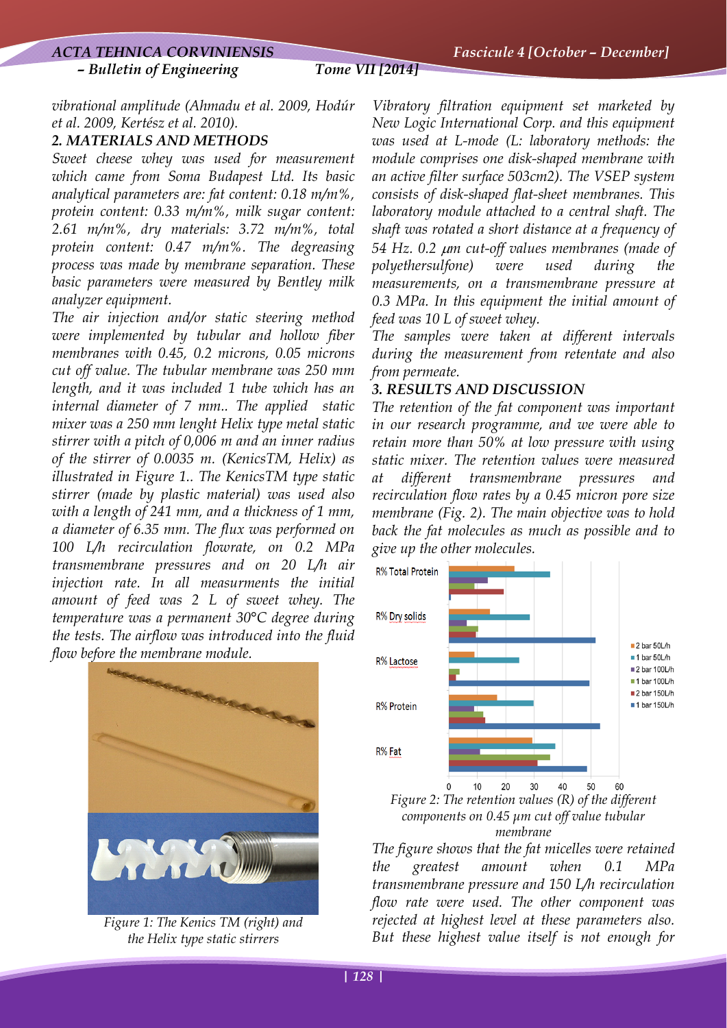vibrational amplitude (Ahmadu et al. 2009, Hodúr et al. 2009, Kertész et al. 2010).

## 2. MATERIALS AND METHODS

Sweet cheese whey was used for measurement which came from Soma Budapest Ltd. Its basic analytical parameters are: fat content: 0.18 m/m%, protein content: 0.33 m/m%, milk sugar content: 2.61 m/m%, dry materials: 3.72 m/m%, total protein content: 0.47 m/m%. The degreasing process was made by membrane separation. These basic parameters were measured by Bentley milk analyzer equipment.

The air injection and/or static steering method were implemented by tubular and hollow fiber membranes with 0.45, 0.2 microns, 0.05 microns cut off value. The tubular membrane was 250 mm length, and it was included 1 tube which has an internal diameter of 7 mm.. The applied static mixer was a 250 mm lenght Helix type metal static stirrer with a pitch of 0,006 m and an inner radius of the stirrer of 0.0035 m. (KenicsTM, Helix) as illustrated in Figure 1.. The KenicsTM type static stirrer (made by plastic material) was used also with a length of 241 mm, and a thickness of 1 mm, a diameter of 6.35 mm. The flux was performed on 100 L/h recirculation flowrate, on 0.2 MPa transmembrane pressures and on 20 L/h air injection rate. In all measurments the initial amount of feed was 2 L of sweet whey. The temperature was a permanent 30°C degree during the tests. The airflow was introduced into the fluid flow before the membrane module.

Figure 1: The Kenics TM (right) and the Helix type static stirrers

Vibratory filtration equipment set marketed by New Logic International Corp. and this equipment was used at L-mode (L: laboratory methods: the module comprises one disk-shaped membrane with an active filter surface 503cm2). The VSEP system consists of disk-shaped flat-sheet membranes. This laboratory module attached to a central shaft. The shaft was rotated a short distance at a frequency of 54 Hz. 0.2 $\mu$m cut-off values membranes (made of polyethersulfone) were used during the measurements, on a transmembrane pressure at 0.3 MPa. In this equipment the initial amount of feed was 10 L of sweet whey.

The samples were taken at different intervals during the measurement from retentate and also from permeate.

## 3. RESULTS AND DISCUSSION

The retention of the fat component was important in our research programme, and we were able to retain more than 50% at low pressure with using static mixer. The retention values were measured at different transmembrane pressures and recirculation flow rates by a 0.45 micron pore size membrane (Fig. 2). The main objective was to hold back the fat molecules as much as possible and to give up the other molecules.

Figure 2: The retention values (R) of the different components on 0.45 μm cut off value tubular membrane

The figure shows that the fat micelles were retained the greatest amount when 0.1 MPa transmembrane pressure and 150 L/h recirculation flow rate were used. The other component was rejected at highest level at these parameters also. But these highest value itself is not enough for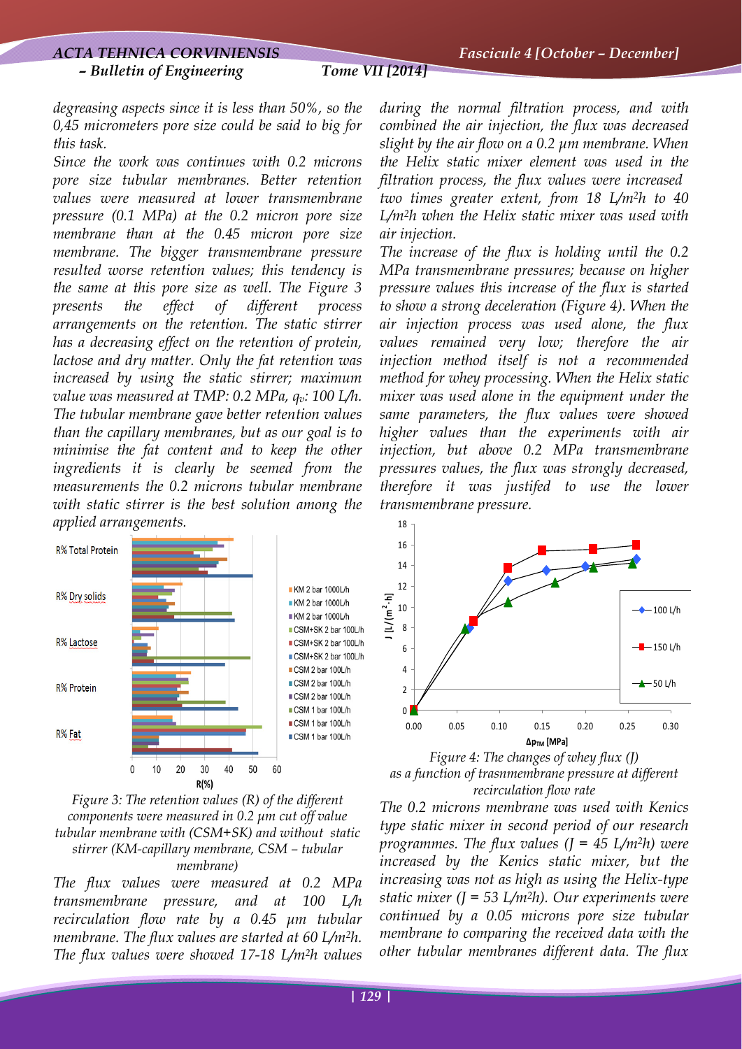degreasing aspects since it is less than 50%, so the 0,45 micrometers pore size could be said to big for this task.

Since the work was continues with 0.2 microns pore size tubular membranes. Better retention values were measured at lower transmembrane pressure (0.1 MPa) at the 0.2 micron pore size membrane than at the 0.45 micron pore size membrane. The bigger transmembrane pressure resulted worse retention values; this tendency is the same at this pore size as well. The Figure 3 presents the effect of different process arrangements on the retention. The static stirrer has a decreasing effect on the retention of protein, lactose and dry matter. Only the fat retention was increased by using the static stirrer; maximum value was measured at TMP: 0.2 MPa, $q_v$: 100 L/h. The tubular membrane gave better retention values than the capillary membranes, but as our goal is to minimise the fat content and to keep the other ingredients it is clearly be seemed from the measurements the 0.2 microns tubular membrane with static stirrer is the best solution among the applied arrangements.

*Figure 3: The retention values (R) of the different components were measured in 0.2 μm cut off value tubular membrane with (CSM+SK) and without static stirrer (KM-capillary membrane, CSM – tubular membrane)*

The flux values were measured at 0.2 MPa transmembrane pressure, and at 100 L/h recirculation flow rate by a 0.45 μm tubular membrane. The flux values are started at 60 L/m²h. The flux values were showed 17-18 L/m²h values during the normal filtration process, and with combined the air injection, the flux was decreased slight by the air flow on a 0.2 μm membrane. When the Helix static mixer element was used in the filtration process, the flux values were increased two times greater extent, from 18 L/m²h to 40 L/m²h when the Helix static mixer was used with air injection.

The increase of the flux is holding until the 0.2 MPa transmembrane pressures; because on higher pressure values this increase of the flux is started to show a strong deceleration (Figure 4). When the air injection process was used alone, the flux values remained very low; therefore the air injection method itself is not a recommended method for whey processing. When the Helix static mixer was used alone in the equipment under the same parameters, the flux values were showed higher values than the experiments with air injection, but above 0.2 MPa transmembrane pressures values, the flux was strongly decreased, therefore it was justifed to use the lower transmembrane pressure.

*Figure 4: The changes of whey flux (J) as a function of trasnmembrane pressure at different recirculation flow rate*

The 0.2 microns membrane was used with Kenics type static mixer in second period of our research programmes. The flux values (J = 45 L/m²h) were increased by the Kenics static mixer, but the increasing was not as high as using the Helix-type static mixer (J = 53 L/m²h). Our experiments were continued by a 0.05 microns pore size tubular membrane to comparing the received data with the other tubular membranes different data. The flux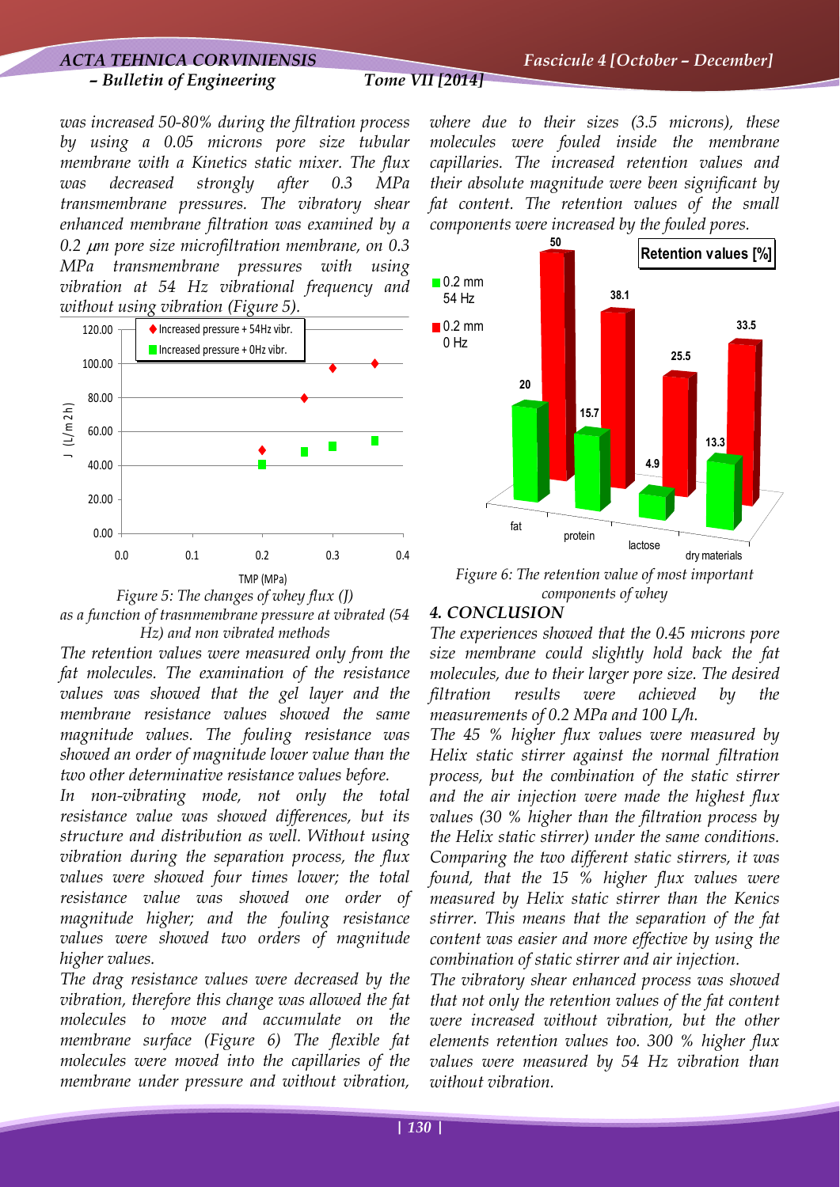*was increased 50-80% during the filtration process by using a 0.05 microns pore size tubular membrane with a Kinetics static mixer. The flux was decreased strongly after 0.3 MPa transmembrane pressures. The vibratory shear enhanced membrane filtration was examined by a 0.2 μm pore size microfiltration membrane, on 0.3 MPa transmembrane pressures with using vibration at 54 Hz vibrational frequency and without using vibration (Figure 5).*

*Figure 5: The changes of whey flux (J) as a function of trasnmembrane pressure at vibrated (54 Hz) and non vibrated methods*

*The retention values were measured only from the fat molecules. The examination of the resistance values was showed that the gel layer and the membrane resistance values showed the same magnitude values. The fouling resistance was showed an order of magnitude lower value than the two other determinative resistance values before.*

*In non-vibrating mode, not only the total resistance value was showed differences, but its structure and distribution as well. Without using vibration during the separation process, the flux values were showed four times lower; the total resistance value was showed one order of magnitude higher; and the fouling resistance values were showed two orders of magnitude higher values.*

*The drag resistance values were decreased by the vibration, therefore this change was allowed the fat molecules to move and accumulate on the membrane surface (Figure 6) The flexible fat molecules were moved into the capillaries of the membrane under pressure and without vibration, where due to their sizes (3.5 microns), these molecules were fouled inside the membrane capillaries. The increased retention values and their absolute magnitude were been significant by fat content. The retention values of the small components were increased by the fouled pores.*

*Figure 6: The retention value of most important components of whey*

## *4. CONCLUSION*

*The experiences showed that the 0.45 microns pore size membrane could slightly hold back the fat molecules, due to their larger pore size. The desired filtration results were achieved by the measurements of 0.2 MPa and 100 L/h.*

*The 45 % higher flux values were measured by Helix static stirrer against the normal filtration process, but the combination of the static stirrer and the air injection were made the highest flux values (30 % higher than the filtration process by the Helix static stirrer) under the same conditions. Comparing the two different static stirrers, it was found, that the 15 % higher flux values were measured by Helix static stirrer than the Kenics stirrer. This means that the separation of the fat content was easier and more effective by using the combination of static stirrer and air injection.*

*The vibratory shear enhanced process was showed that not only the retention values of the fat content were increased without vibration, but the other elements retention values too. 300 % higher flux values were measured by 54 Hz vibration than without vibration.*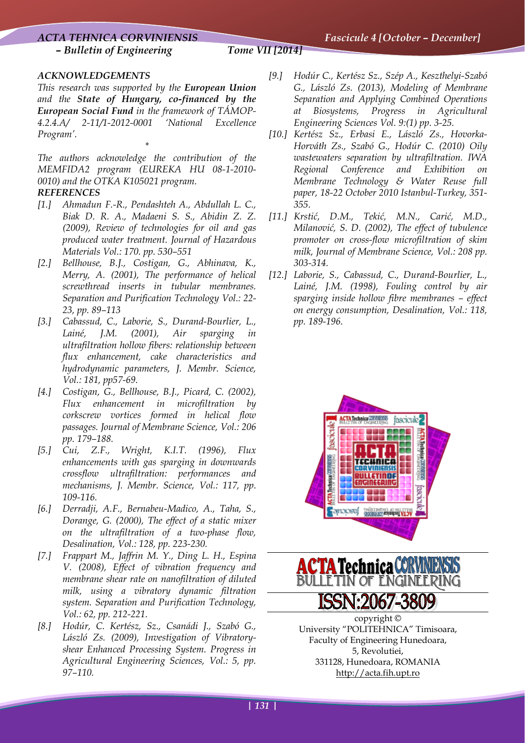### ACKNOWLEDGEMENTS

*This research was supported by the **European Union** and the **State of Hungary, co-financed by the European Social Fund** in the framework of TÁMOP-4.2.4.A/ 2-11/1-2012-0001 'National Excellence Program'.*

*

*The authors acknowledge the contribution of the MEMFIDA2 program (EUREKA HU 08-1-2010-0010) and the OTKA K105021 program.*

### REFERENCES

[1.] Ahmadun F.-R., Pendashteh A., Abdullah L. C., Biak D. R. A., Madaeni S. S., Abidin Z. Z. (2009), Review of technologies for oil and gas produced water treatment. Journal of Hazardous Materials Vol.: 170. pp. 530–551

[2.] Bellhouse, B.J., Costigan, G., Abhinava, K., Merry, A. (2001), The performance of helical screwthread inserts in tubular membranes. Separation and Purification Technology Vol.: 22-23, pp. 89–113

[3.] Cabassud, C., Laborie, S., Durand-Bourlier, L., Lainé, J.M. (2001), Air sparging in ultrafiltration hollow fibers: relationship between flux enhancement, cake characteristics and hydrodynamic parameters, J. Membr. Science, Vol.: 181, pp57-69.

[4.] Costigan, G., Bellhouse, B.J., Picard, C. (2002), Flux enhancement in microfiltration by corkscrew vortices formed in helical flow passages. Journal of Membrane Science, Vol.: 206 pp. 179–188.

[5.] Cui, Z.F., Wright, K.I.T. (1996), Flux enhancements with gas sparging in downwards crossflow ultrafiltration: performances and mechanisms, J. Membr. Science, Vol.: 117, pp. 109-116.

[6.] Derradji, A.F., Bernabeu-Madico, A., Taha, S., Dorange, G. (2000), The effect of a static mixer on the ultrafiltration of a two-phase flow, Desalination, Vol.: 128, pp. 223-230.

[7.] Frappart M., Jaffrin M. Y., Ding L. H., Espina V. (2008), Effect of vibration frequency and membrane shear rate on nanofiltration of diluted milk, using a vibratory dynamic filtration system. Separation and Purification Technology, Vol.: 62, pp. 212-221.

[8.] Hodúr, C. Kertész, Sz., Csanádi J., Szabó G., László Zs. (2009), Investigation of Vibratory-shear Enhanced Processing System. Progress in Agricultural Engineering Sciences, Vol.: 5, pp. 97–110.

[9.] Hodúr C., Kertész Sz., Szép A., Keszthelyi-Szabó G., László Zs. (2013), Modeling of Membrane Separation and Applying Combined Operations at Biosystems, Progress in Agricultural Engineering Sciences Vol. 9:(1) pp. 3-25.

[10.] Kertész Sz., Erbasi E., László Zs., Hovorka-Horváth Zs., Szabó G., Hodúr C. (2010) Oily wastewaters separation by ultrafiltration. IWA Regional Conference and Exhibition on Membrane Technology & Water Reuse full paper, 18-22 October 2010 Istanbul-Turkey, 351-355.

[11.] Krstić, D.M., Tekić, M.N., Carić, M.D., Milanović, S. D. (2002), The effect of tubulence promoter on cross-flow microfiltration of skim milk, Journal of Membrane Science, Vol.: 208 pp. 303-314.

[12.] Laborie, S., Cabassud, C., Durand-Bourlier, L., Lainé, J.M. (1998), Fouling control by air sparging inside hollow fibre membranes – effect on energy consumption, Desalination, Vol.: 118, pp. 189-196.

ACTA Technica CORVINIENSIS
BULLETIN OF ENGINEERING

ISSN:2067-3809

copyright ©
University "POLITEHNICA" Timisoara,
Faculty of Engineering Hunedoara,
5, Revolutiei,
331128, Hunedoara, ROMANIA
http://acta.fih.upt.ro